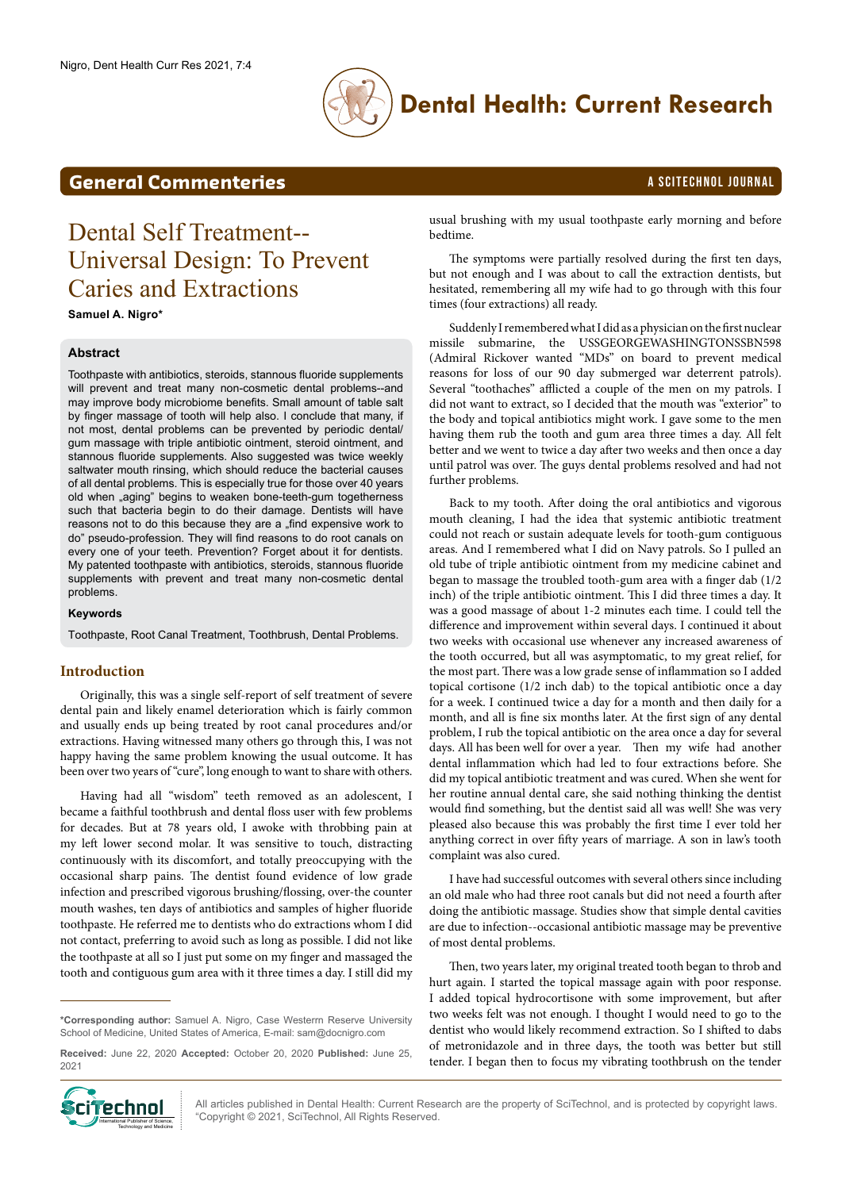# Dental Self Treatment--Universal Design: To Prevent Caries and Extractions

**Samuel A. Nigro***

## Abstract

Toothpaste with antibiotics, steroids, stannous fluoride supplements will prevent and treat many non-cosmetic dental problems--and may improve body microbiome benefits. Small amount of table salt by finger massage of tooth will help also. I conclude that many, if not most, dental problems can be prevented by periodic dental/gum massage with triple antibiotic ointment, steroid ointment, and stannous fluoride supplements. Also suggested was twice weekly saltwater mouth rinsing, which should reduce the bacterial causes of all dental problems. This is especially true for those over 40 years old when „aging" begins to weaken bone-teeth-gum togetherness such that bacteria begin to do their damage. Dentists will have reasons not to do this because they are a „find expensive work to do" pseudo-profession. They will find reasons to do root canals on every one of your teeth. Prevention? Forget about it for dentists. My patented toothpaste with antibiotics, steroids, stannous fluoride supplements with prevent and treat many non-cosmetic dental problems.

### Keywords

Toothpaste, Root Canal Treatment, Toothbrush, Dental Problems.

## Introduction

Originally, this was a single self-report of self treatment of severe dental pain and likely enamel deterioration which is fairly common and usually ends up being treated by root canal procedures and/or extractions. Having witnessed many others go through this, I was not happy having the same problem knowing the usual outcome. It has been over two years of "cure", long enough to want to share with others.

Having had all "wisdom" teeth removed as an adolescent, I became a faithful toothbrush and dental floss user with few problems for decades. But at 78 years old, I awoke with throbbing pain at my left lower second molar. It was sensitive to touch, distracting continuously with its discomfort, and totally preoccupying with the occasional sharp pains. The dentist found evidence of low grade infection and prescribed vigorous brushing/flossing, over-the counter mouth washes, ten days of antibiotics and samples of higher fluoride toothpaste. He referred me to dentists who do extractions whom I did not contact, preferring to avoid such as long as possible. I did not like the toothpaste at all so I just put some on my finger and massaged the tooth and contiguous gum area with it three times a day. I still did my usual brushing with my usual toothpaste early morning and before bedtime.

The symptoms were partially resolved during the first ten days, but not enough and I was about to call the extraction dentists, but hesitated, remembering all my wife had to go through with this four times (four extractions) all ready.

Suddenly I remembered what I did as a physician on the first nuclear missile submarine, the USSGEORGEWASHINGTONSSBN598 (Admiral Rickover wanted "MDs" on board to prevent medical reasons for loss of our 90 day submerged war deterrent patrols). Several "toothaches" afflicted a couple of the men on my patrols. I did not want to extract, so I decided that the mouth was "exterior" to the body and topical antibiotics might work. I gave some to the men having them rub the tooth and gum area three times a day. All felt better and we went to twice a day after two weeks and then once a day until patrol was over. The guys dental problems resolved and had not further problems.

Back to my tooth. After doing the oral antibiotics and vigorous mouth cleaning, I had the idea that systemic antibiotic treatment could not reach or sustain adequate levels for tooth-gum contiguous areas. And I remembered what I did on Navy patrols. So I pulled an old tube of triple antibiotic ointment from my medicine cabinet and began to massage the troubled tooth-gum area with a finger dab (1/2 inch) of the triple antibiotic ointment. This I did three times a day. It was a good massage of about 1-2 minutes each time. I could tell the difference and improvement within several days. I continued it about two weeks with occasional use whenever any increased awareness of the tooth occurred, but all was asymptomatic, to my great relief, for the most part. There was a low grade sense of inflammation so I added topical cortisone (1/2 inch dab) to the topical antibiotic once a day for a week. I continued twice a day for a month and then daily for a month, and all is fine six months later. At the first sign of any dental problem, I rub the topical antibiotic on the area once a day for several days. All has been well for over a year. Then my wife had another dental inflammation which had led to four extractions before. She did my topical antibiotic treatment and was cured. When she went for her routine annual dental care, she said nothing thinking the dentist would find something, but the dentist said all was well! She was very pleased also because this was probably the first time I ever told her anything correct in over fifty years of marriage. A son in law's tooth complaint was also cured.

I have had successful outcomes with several others since including an old male who had three root canals but did not need a fourth after doing the antibiotic massage. Studies show that simple dental cavities are due to infection--occasional antibiotic massage may be preventive of most dental problems.

Then, two years later, my original treated tooth began to throb and hurt again. I started the topical massage again with poor response. I added topical hydrocortisone with some improvement, but after two weeks felt was not enough. I thought I would need to go to the dentist who would likely recommend extraction. So I shifted to dabs of metronidazole and in three days, the tooth was better but still tender. I began then to focus my vibrating toothbrush on the tender

*Corresponding author: Samuel A. Nigro, Case Westerrn Reserve University School of Medicine, United States of America, E-mail: sam@docnigro.com

**Received:** June 22, 2020 **Accepted:** October 20, 2020 **Published:** June 25, 2021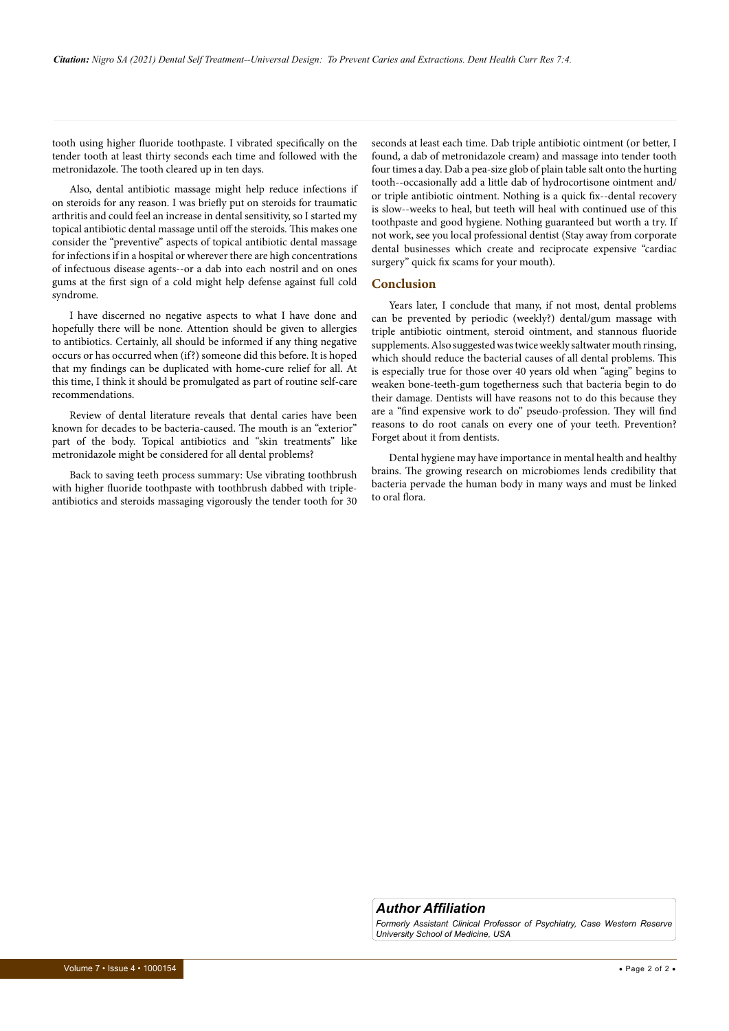tooth using higher fluoride toothpaste. I vibrated specifically on the tender tooth at least thirty seconds each time and followed with the metronidazole. The tooth cleared up in ten days.

Also, dental antibiotic massage might help reduce infections if on steroids for any reason. I was briefly put on steroids for traumatic arthritis and could feel an increase in dental sensitivity, so I started my topical antibiotic dental massage until off the steroids. This makes one consider the "preventive" aspects of topical antibiotic dental massage for infections if in a hospital or wherever there are high concentrations of infectuous disease agents--or a dab into each nostril and on ones gums at the first sign of a cold might help defense against full cold syndrome.

I have discerned no negative aspects to what I have done and hopefully there will be none. Attention should be given to allergies to antibiotics. Certainly, all should be informed if any thing negative occurs or has occurred when (if?) someone did this before. It is hoped that my findings can be duplicated with home-cure relief for all. At this time, I think it should be promulgated as part of routine self-care recommendations.

Review of dental literature reveals that dental caries have been known for decades to be bacteria-caused. The mouth is an "exterior" part of the body. Topical antibiotics and "skin treatments" like metronidazole might be considered for all dental problems?

Back to saving teeth process summary: Use vibrating toothbrush with higher fluoride toothpaste with toothbrush dabbed with triple-antibiotics and steroids massaging vigorously the tender tooth for 30 seconds at least each time. Dab triple antibiotic ointment (or better, I found, a dab of metronidazole cream) and massage into tender tooth four times a day. Dab a pea-size glob of plain table salt onto the hurting tooth--occasionally add a little dab of hydrocortisone ointment and/or triple antibiotic ointment. Nothing is a quick fix--dental recovery is slow--weeks to heal, but teeth will heal with continued use of this toothpaste and good hygiene. Nothing guaranteed but worth a try. If not work, see you local professional dentist (Stay away from corporate dental businesses which create and reciprocate expensive "cardiac surgery" quick fix scams for your mouth).

## Conclusion

Years later, I conclude that many, if not most, dental problems can be prevented by periodic (weekly?) dental/gum massage with triple antibiotic ointment, steroid ointment, and stannous fluoride supplements. Also suggested was twice weekly saltwater mouth rinsing, which should reduce the bacterial causes of all dental problems. This is especially true for those over 40 years old when "aging" begins to weaken bone-teeth-gum togetherness such that bacteria begin to do their damage. Dentists will have reasons not to do this because they are a "find expensive work to do" pseudo-profession. They will find reasons to do root canals on every one of your teeth. Prevention? Forget about it from dentists.

Dental hygiene may have importance in mental health and healthy brains. The growing research on microbiomes lends credibility that bacteria pervade the human body in many ways and must be linked to oral flora.

### Author Affiliation

*Formerly Assistant Clinical Professor of Psychiatry, Case Western Reserve University School of Medicine, USA*